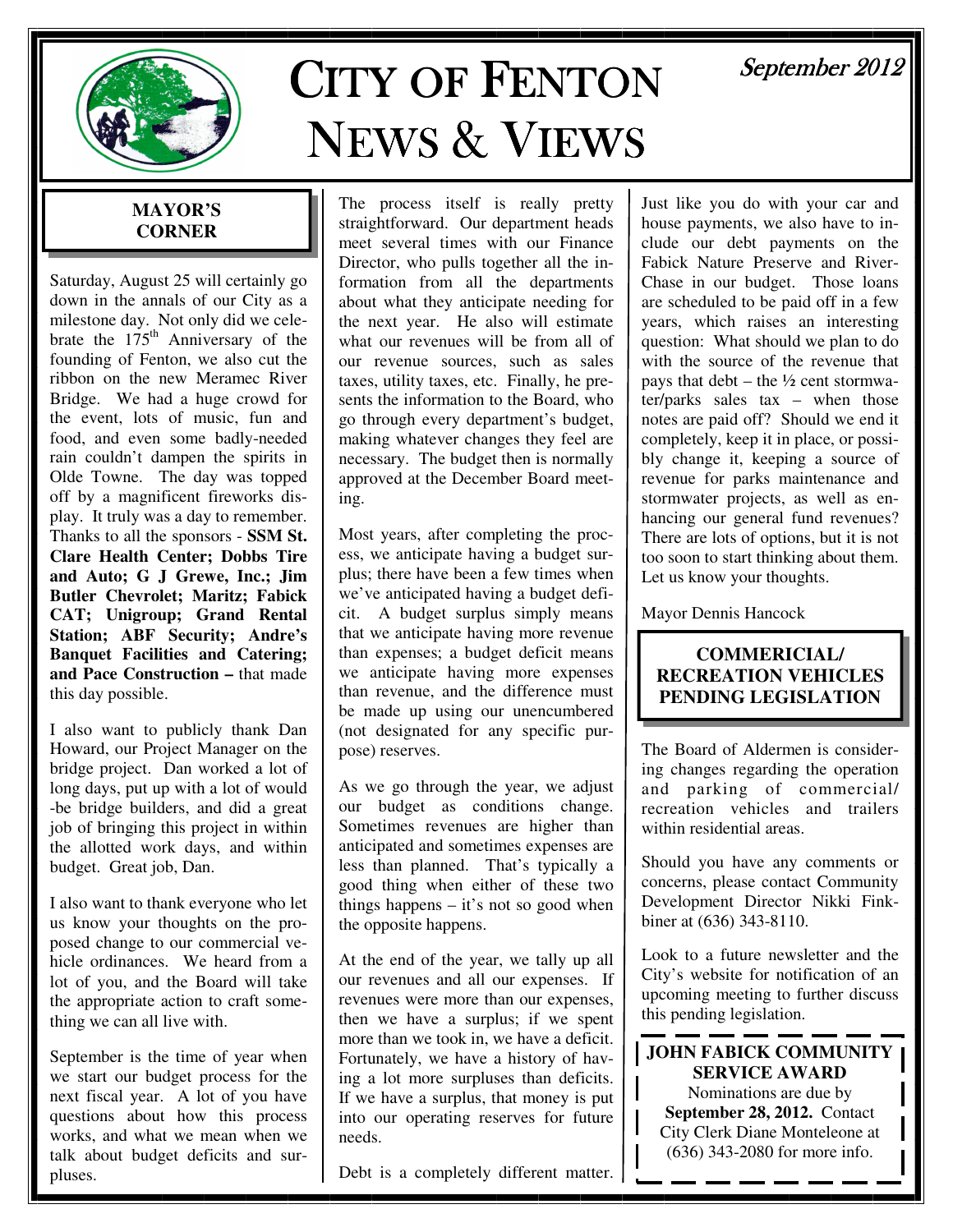# CITY OF FENTON NEWS & VIEWS

September 2012

## MAYOR'S CORNER

Saturday, August 25 will certainly go down in the annals of our City as a milestone day. Not only did we celebrate the 175th Anniversary of the founding of Fenton, we also cut the ribbon on the new Meramec River Bridge. We had a huge crowd for the event, lots of music, fun and food, and even some badly-needed rain couldn't dampen the spirits in Olde Towne. The day was topped off by a magnificent fireworks display. It truly was a day to remember. Thanks to all the sponsors - **SSM St. Clare Health Center; Dobbs Tire and Auto; G J Grewe, Inc.; Jim Butler Chevrolet; Maritz; Fabick CAT; Unigroup; Grand Rental Station; ABF Security; Andre's Banquet Facilities and Catering; and Pace Construction –** that made this day possible.

I also want to publicly thank Dan Howard, our Project Manager on the bridge project. Dan worked a lot of long days, put up with a lot of would -be bridge builders, and did a great job of bringing this project in within the allotted work days, and within budget. Great job, Dan.

I also want to thank everyone who let us know your thoughts on the proposed change to our commercial vehicle ordinances. We heard from a lot of you, and the Board will take the appropriate action to craft something we can all live with.

September is the time of year when we start our budget process for the next fiscal year. A lot of you have questions about how this process works, and what we mean when we talk about budget deficits and surpluses.

The process itself is really pretty straightforward. Our department heads meet several times with our Finance Director, who pulls together all the information from all the departments about what they anticipate needing for the next year. He also will estimate what our revenues will be from all of our revenue sources, such as sales taxes, utility taxes, etc. Finally, he presents the information to the Board, who go through every department's budget, making whatever changes they feel are necessary. The budget then is normally approved at the December Board meeting.

Most years, after completing the process, we anticipate having a budget surplus; there have been a few times when we've anticipated having a budget deficit. A budget surplus simply means that we anticipate having more revenue than expenses; a budget deficit means we anticipate having more expenses than revenue, and the difference must be made up using our unencumbered (not designated for any specific purpose) reserves.

As we go through the year, we adjust our budget as conditions change. Sometimes revenues are higher than anticipated and sometimes expenses are less than planned. That's typically a good thing when either of these two things happens – it's not so good when the opposite happens.

At the end of the year, we tally up all our revenues and all our expenses. If revenues were more than our expenses, then we have a surplus; if we spent more than we took in, we have a deficit. Fortunately, we have a history of having a lot more surpluses than deficits. If we have a surplus, that money is put into our operating reserves for future needs.

Debt is a completely different matter. Just like you do with your car and house payments, we also have to include our debt payments on the Fabick Nature Preserve and RiverChase in our budget. Those loans are scheduled to be paid off in a few years, which raises an interesting question: What should we plan to do with the source of the revenue that pays that debt – the ½ cent stormwater/parks sales tax – when those notes are paid off? Should we end it completely, keep it in place, or possibly change it, keeping a source of revenue for parks maintenance and stormwater projects, as well as enhancing our general fund revenues? There are lots of options, but it is not too soon to start thinking about them. Let us know your thoughts.

Mayor Dennis Hancock

## COMMERICIAL/ RECREATION VEHICLES PENDING LEGISLATION

The Board of Aldermen is considering changes regarding the operation and parking of commercial/ recreation vehicles and trailers within residential areas.

Should you have any comments or concerns, please contact Community Development Director Nikki Finkbiner at (636) 343-8110.

Look to a future newsletter and the City's website for notification of an upcoming meeting to further discuss this pending legislation.

## JOHN FABICK COMMUNITY SERVICE AWARD

Nominations are due by **September 28, 2012.** Contact City Clerk Diane Monteleone at (636) 343-2080 for more info.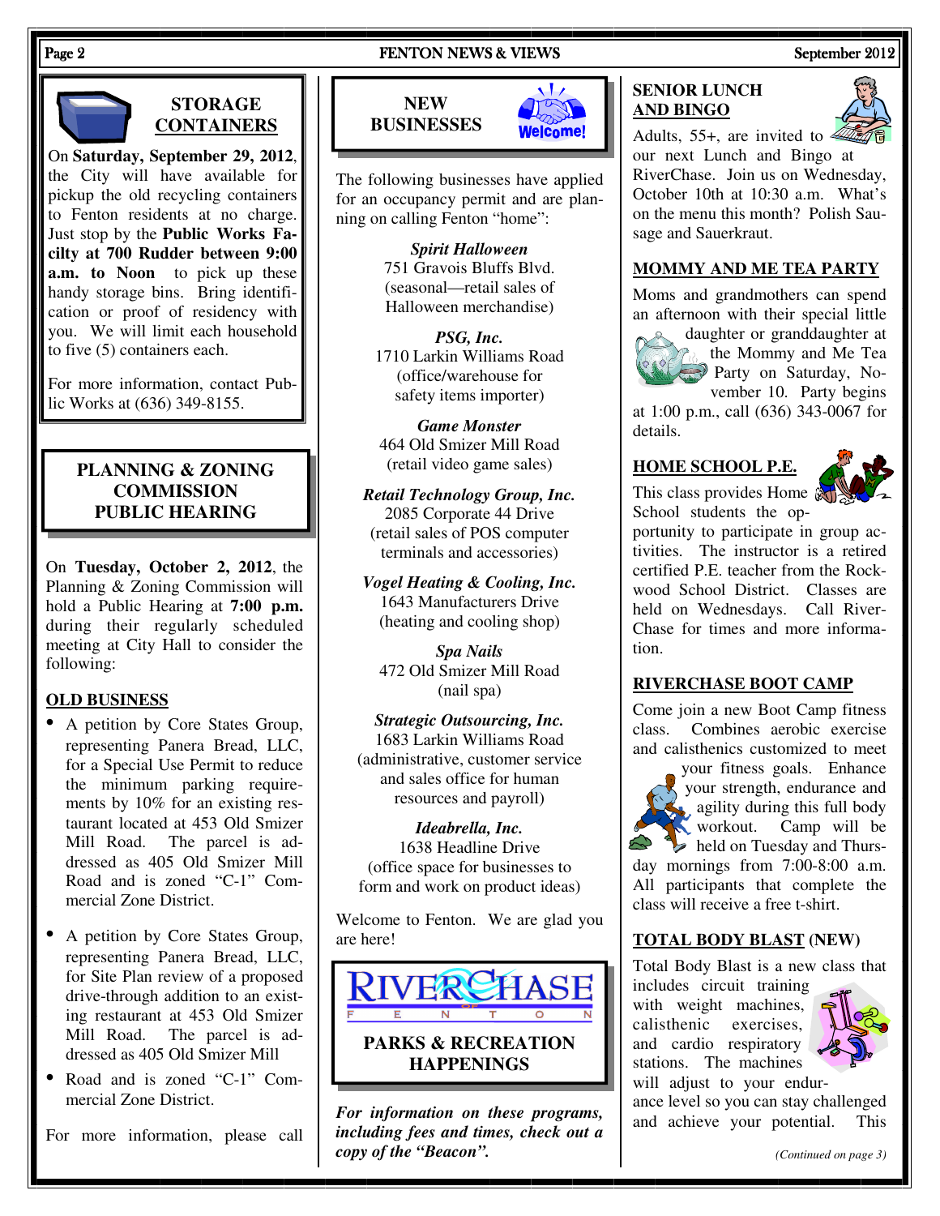## STORAGE CONTAINERS

On **Saturday, September 29, 2012**, the City will have available for pickup the old recycling containers to Fenton residents at no charge. Just stop by the **Public Works Facility at 700 Rudder between 9:00 a.m. to Noon** to pick up these handy storage bins. Bring identification or proof of residency with you. We will limit each household to five (5) containers each.

For more information, contact Public Works at (636) 349-8155.

## PLANNING & ZONING COMMISSION PUBLIC HEARING

On **Tuesday, October 2, 2012**, the Planning & Zoning Commission will hold a Public Hearing at **7:00 p.m.** during their regularly scheduled meeting at City Hall to consider the following:

### OLD BUSINESS

- A petition by Core States Group, representing Panera Bread, LLC, for a Special Use Permit to reduce the minimum parking requirements by 10% for an existing restaurant located at 453 Old Smizer Mill Road. The parcel is addressed as 405 Old Smizer Mill Road and is zoned "C-1" Commercial Zone District.

- A petition by Core States Group, representing Panera Bread, LLC, for Site Plan review of a proposed drive-through addition to an existing restaurant at 453 Old Smizer Mill Road. The parcel is addressed as 405 Old Smizer Mill Road and is zoned "C-1" Commercial Zone District.

For more information, please call

## NEW BUSINESSES

The following businesses have applied for an occupancy permit and are planning on calling Fenton "home":

***Spirit Halloween***
751 Gravois Bluffs Blvd.
(seasonal—retail sales of Halloween merchandise)

***PSG, Inc.***
1710 Larkin Williams Road
(office/warehouse for safety items importer)

***Game Monster***
464 Old Smizer Mill Road
(retail video game sales)

***Retail Technology Group, Inc.***
2085 Corporate 44 Drive
(retail sales of POS computer terminals and accessories)

***Vogel Heating & Cooling, Inc.***
1643 Manufacturers Drive
(heating and cooling shop)

***Spa Nails***
472 Old Smizer Mill Road
(nail spa)

***Strategic Outsourcing, Inc.***
1683 Larkin Williams Road
(administrative, customer service and sales office for human resources and payroll)

***Ideabrella, Inc.***
1638 Headline Drive
(office space for businesses to form and work on product ideas)

Welcome to Fenton. We are glad you are here!

## RIVERCHASE OF FENTON PARKS & RECREATION HAPPENINGS

***For information on these programs, including fees and times, check out a copy of the "Beacon".***

### SENIOR LUNCH AND BINGO

Adults, 55+, are invited to our next Lunch and Bingo at RiverChase. Join us on Wednesday, October 10th at 10:30 a.m. What's on the menu this month? Polish Sausage and Sauerkraut.

### MOMMY AND ME TEA PARTY

Moms and grandmothers can spend an afternoon with their special little daughter or granddaughter at the Mommy and Me Tea Party on Saturday, November 10. Party begins at 1:00 p.m., call (636) 343-0067 for details.

### HOME SCHOOL P.E.

This class provides Home School students the opportunity to participate in group activities. The instructor is a retired certified P.E. teacher from the Rockwood School District. Classes are held on Wednesdays. Call RiverChase for times and more information.

### RIVERCHASE BOOT CAMP

Come join a new Boot Camp fitness class. Combines aerobic exercise and calisthenics customized to meet your fitness goals. Enhance your strength, endurance and agility during this full body workout. Camp will be held on Tuesday and Thursday mornings from 7:00-8:00 a.m. All participants that complete the class will receive a free t-shirt.

### TOTAL BODY BLAST (NEW)

Total Body Blast is a new class that includes circuit training with weight machines, calisthenic exercises, and cardio respiratory stations. The machines will adjust to your endurance level so you can stay challenged and achieve your potential. This

*(Continued on page 3)*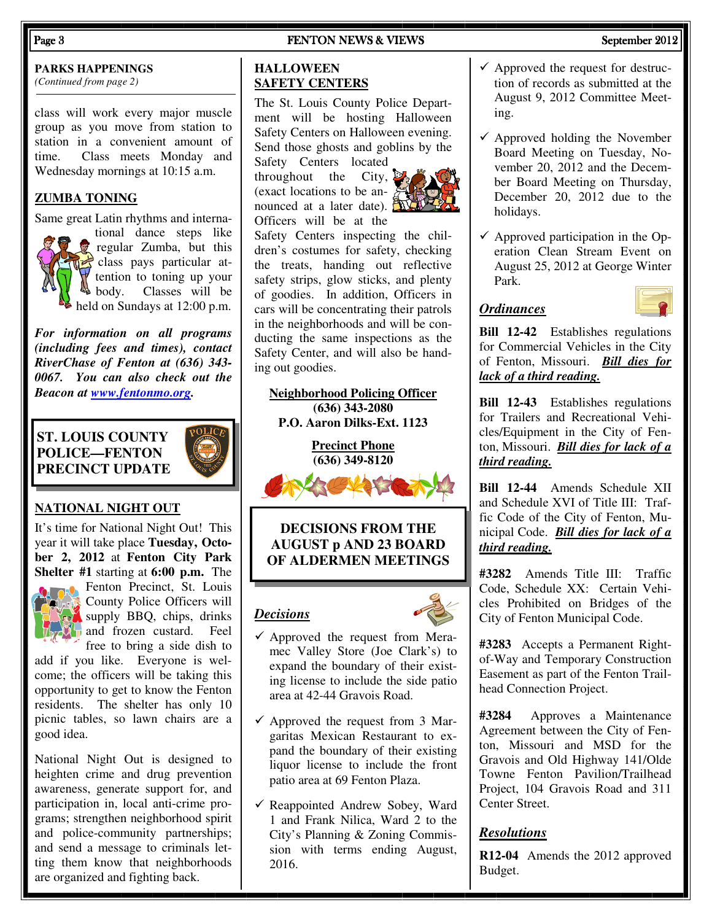## PARKS HAPPENINGS

*(Continued from page 2)*

class will work every major muscle group as you move from station to station in a convenient amount of time. Class meets Monday and Wednesday mornings at 10:15 a.m.

### ZUMBA TONING

Same great Latin rhythms and international dance steps like regular Zumba, but this class pays particular attention to toning up your body. Classes will be held on Sundays at 12:00 p.m.

***For information on all programs (including fees and times), contact RiverChase of Fenton at (636) 343-0067. You can also check out the Beacon at www.fentonmo.org.***

## ST. LOUIS COUNTY POLICE—FENTON PRECINCT UPDATE

### NATIONAL NIGHT OUT

It's time for National Night Out! This year it will take place **Tuesday, October 2, 2012** at **Fenton City Park Shelter #1** starting at **6:00 p.m.** The Fenton Precinct, St. Louis County Police Officers will supply BBQ, chips, drinks and frozen custard. Feel free to bring a side dish to add if you like. Everyone is welcome; the officers will be taking this opportunity to get to know the Fenton residents. The shelter has only 10 picnic tables, so lawn chairs are a good idea.

National Night Out is designed to heighten crime and drug prevention awareness, generate support for, and participation in, local anti-crime programs; strengthen neighborhood spirit and police-community partnerships; and send a message to criminals letting them know that neighborhoods are organized and fighting back.

### HALLOWEEN SAFETY CENTERS

The St. Louis County Police Department will be hosting Halloween Safety Centers on Halloween evening. Send those ghosts and goblins by the Safety Centers located throughout the City, (exact locations to be announced at a later date). Officers will be at the Safety Centers inspecting the children's costumes for safety, checking the treats, handing out reflective safety strips, glow sticks, and plenty of goodies. In addition, Officers in cars will be concentrating their patrols in the neighborhoods and will be conducting the same inspections as the Safety Center, and will also be handing out goodies.

**Neighborhood Policing Officer**
**(636) 343-2080**
**P.O. Aaron Dilks-Ext. 1123**

**Precinct Phone**
**(636) 349-8120**

## DECISIONS FROM THE AUGUST p AND 23 BOARD OF ALDERMEN MEETINGS

### *Decisions*

- ✓ Approved the request from Meramec Valley Store (Joe Clark's) to expand the boundary of their existing license to include the side patio area at 42-44 Gravois Road.
- ✓ Approved the request from 3 Margaritas Mexican Restaurant to expand the boundary of their existing liquor license to include the front patio area at 69 Fenton Plaza.
- ✓ Reappointed Andrew Sobey, Ward 1 and Frank Nilica, Ward 2 to the City's Planning & Zoning Commission with terms ending August, 2016.
- ✓ Approved the request for destruction of records as submitted at the August 9, 2012 Committee Meeting.
- ✓ Approved holding the November Board Meeting on Tuesday, November 20, 2012 and the December Board Meeting on Thursday, December 20, 2012 due to the holidays.
- ✓ Approved participation in the Operation Clean Stream Event on August 25, 2012 at George Winter Park.

### *Ordinances*

**Bill 12-42** Establishes regulations for Commercial Vehicles in the City of Fenton, Missouri. ***Bill dies for lack of a third reading.***

**Bill 12-43** Establishes regulations for Trailers and Recreational Vehicles/Equipment in the City of Fenton, Missouri. ***Bill dies for lack of a third reading.***

**Bill 12-44** Amends Schedule XII and Schedule XVI of Title III: Traffic Code of the City of Fenton, Municipal Code. ***Bill dies for lack of a third reading.***

**#3282** Amends Title III: Traffic Code, Schedule XX: Certain Vehicles Prohibited on Bridges of the City of Fenton Municipal Code.

**#3283** Accepts a Permanent Right-of-Way and Temporary Construction Easement as part of the Fenton Trailhead Connection Project.

**#3284** Approves a Maintenance Agreement between the City of Fenton, Missouri and MSD for the Gravois and Old Highway 141/Olde Towne Fenton Pavilion/Trailhead Project, 104 Gravois Road and 311 Center Street.

### *Resolutions*

**R12-04** Amends the 2012 approved Budget.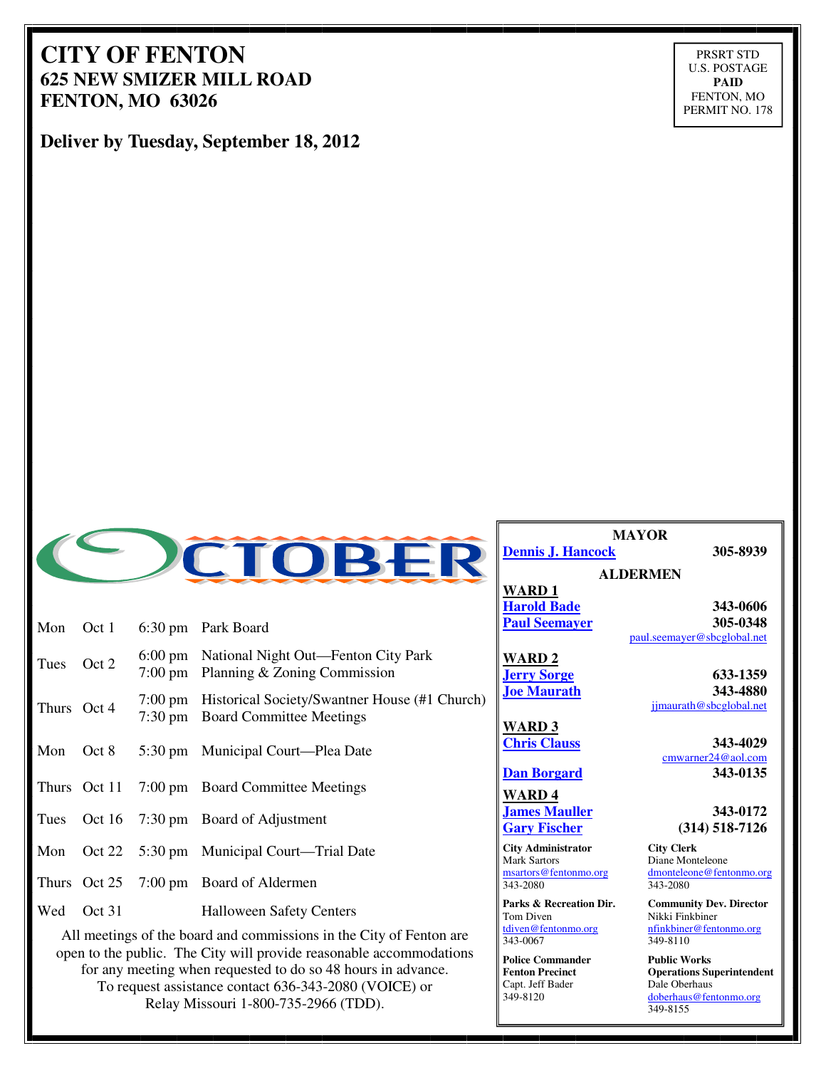# CITY OF FENTON
## 625 NEW SMIZER MILL ROAD
## FENTON, MO 63026

PRSRT STD
U.S. POSTAGE
**PAID**
FENTON, MO
PERMIT NO. 178

**Deliver by Tuesday, September 18, 2012**

# OCTOBER

| | | | |
|---|---|---|---|
| Mon | Oct 1 | 6:30 pm | Park Board |
| Tues | Oct 2 | 6:00 pm<br>7:00 pm | National Night Out—Fenton City Park<br>Planning & Zoning Commission |
| Thurs | Oct 4 | 7:00 pm<br>7:30 pm | Historical Society/Swantner House (#1 Church)<br>Board Committee Meetings |
| Mon | Oct 8 | 5:30 pm | Municipal Court—Plea Date |
| Thurs | Oct 11 | 7:00 pm | Board Committee Meetings |
| Tues | Oct 16 | 7:30 pm | Board of Adjustment |
| Mon | Oct 22 | 5:30 pm | Municipal Court—Trial Date |
| Thurs | Oct 25 | 7:00 pm | Board of Aldermen |
| Wed | Oct 31 | | Halloween Safety Centers |

All meetings of the board and commissions in the City of Fenton are open to the public. The City will provide reasonable accommodations for any meeting when requested to do so 48 hours in advance. To request assistance contact 636-343-2080 (VOICE) or Relay Missouri 1-800-735-2966 (TDD).

**MAYOR**

**Dennis J. Hancock** — **305-8939**

**ALDERMEN**

**WARD 1**
- **Harold Bade** — **343-0606**
- **Paul Seemayer** — **305-0348** — paul.seemayer@sbcglobal.net

**WARD 2**
- **Jerry Sorge** — **633-1359**
- **Joe Maurath** — **343-4880** — jjmaurath@sbcglobal.net

**WARD 3**
- **Chris Clauss** — **343-4029** — cmwarner24@aol.com
- **Dan Borgard** — **343-0135**

**WARD 4**
- **James Mauller** — **343-0172**
- **Gary Fischer** — **(314) 518-7126**

**City Administrator**
Mark Sartors
msartors@fentonmo.org
343-2080

**City Clerk**
Diane Monteleone
dmonteleone@fentonmo.org
343-2080

**Parks & Recreation Dir.**
Tom Diven
tdiven@fentonmo.org
343-0067

**Community Dev. Director**
Nikki Finkbiner
nfinkbiner@fentonmo.org
349-8110

**Police Commander**
**Fenton Precinct**
Capt. Jeff Bader
349-8120

**Public Works**
**Operations Superintendent**
Dale Oberhaus
doberhaus@fentonmo.org
349-8155